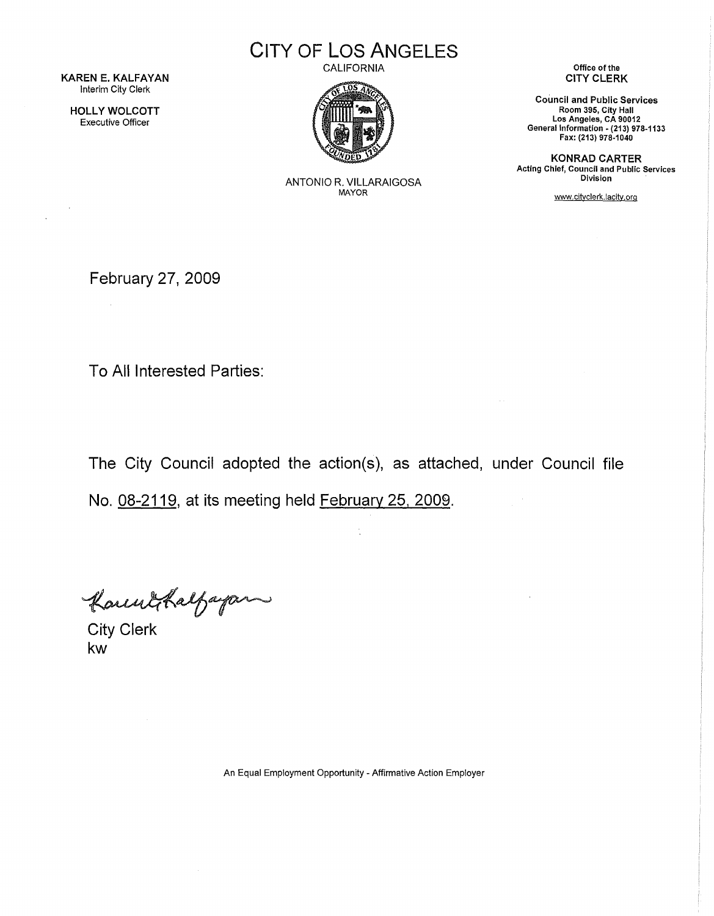KAREN E. KALFAYAN
Interim City Clerk

HOLLY WOLCOTT
Executive Officer

# CITY OF LOS ANGELES

CALIFORNIA

ANTONIO R. VILLARAIGOSA
MAYOR

Office of the
**CITY CLERK**

**Council and Public Services**
Room 395, City Hall
Los Angeles, CA 90012
General Information - (213) 978-1133
Fax: (213) 978-1040

**KONRAD CARTER**
Acting Chief, Council and Public Services Division

www.cityclerk.lacity.org

February 27, 2009

To All Interested Parties:

The City Council adopted the action(s), as attached, under Council file No. 08-2119, at its meeting held February 25, 2009.

City Clerk
kw

An Equal Employment Opportunity - Affirmative Action Employer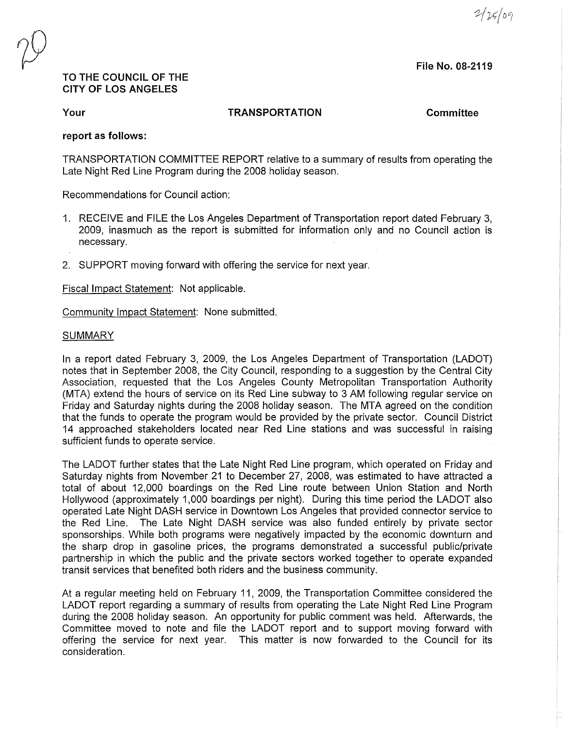2/25/09

20

**File No. 08-2119**

**TO THE COUNCIL OF THE CITY OF LOS ANGELES**

**Your TRANSPORTATION Committee**

**report as follows:**

TRANSPORTATION COMMITTEE REPORT relative to a summary of results from operating the Late Night Red Line Program during the 2008 holiday season.

Recommendations for Council action:

1. RECEIVE and FILE the Los Angeles Department of Transportation report dated February 3, 2009, inasmuch as the report is submitted for information only and no Council action is necessary.
2. SUPPORT moving forward with offering the service for next year.

Fiscal Impact Statement: Not applicable.

Community Impact Statement: None submitted.

SUMMARY

In a report dated February 3, 2009, the Los Angeles Department of Transportation (LADOT) notes that in September 2008, the City Council, responding to a suggestion by the Central City Association, requested that the Los Angeles County Metropolitan Transportation Authority (MTA) extend the hours of service on its Red Line subway to 3 AM following regular service on Friday and Saturday nights during the 2008 holiday season. The MTA agreed on the condition that the funds to operate the program would be provided by the private sector. Council District 14 approached stakeholders located near Red Line stations and was successful in raising sufficient funds to operate service.

The LADOT further states that the Late Night Red Line program, which operated on Friday and Saturday nights from November 21 to December 27, 2008, was estimated to have attracted a total of about 12,000 boardings on the Red Line route between Union Station and North Hollywood (approximately 1,000 boardings per night). During this time period the LADOT also operated Late Night DASH service in Downtown Los Angeles that provided connector service to the Red Line. The Late Night DASH service was also funded entirely by private sector sponsorships. While both programs were negatively impacted by the economic downturn and the sharp drop in gasoline prices, the programs demonstrated a successful public/private partnership in which the public and the private sectors worked together to operate expanded transit services that benefited both riders and the business community.

At a regular meeting held on February 11, 2009, the Transportation Committee considered the LADOT report regarding a summary of results from operating the Late Night Red Line Program during the 2008 holiday season. An opportunity for public comment was held. Afterwards, the Committee moved to note and file the LADOT report and to support moving forward with offering the service for next year. This matter is now forwarded to the Council for its consideration.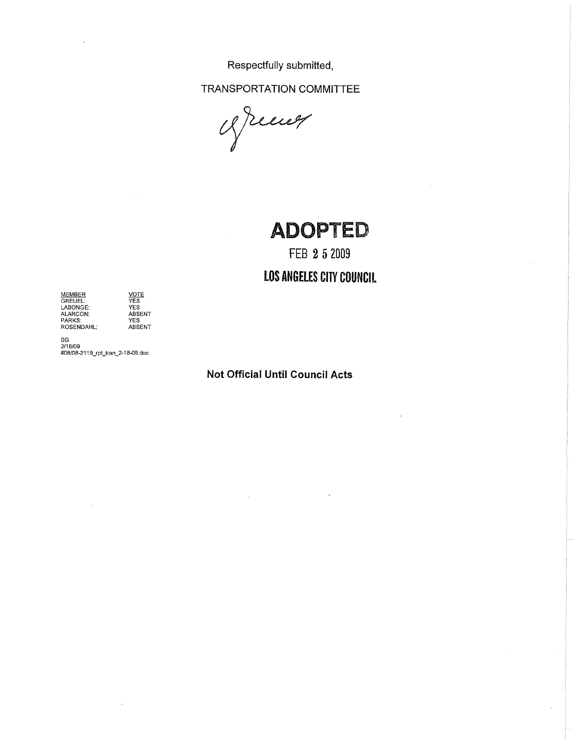Respectfully submitted,

TRANSPORTATION COMMITTEE

**ADOPTED**

FEB 2 5 2009

**LOS ANGELES CITY COUNCIL**

| MEMBER | VOTE |
|---|---|
| GREUEL: | YES |
| LABONGE: | YES |
| ALARCON: | ABSENT |
| PARKS: | YES |
| ROSENDAHL: | ABSENT |

SG
2/18/09
#08/08-2119_rpt_tran_2-18-09.doc

**Not Official Until Council Acts**